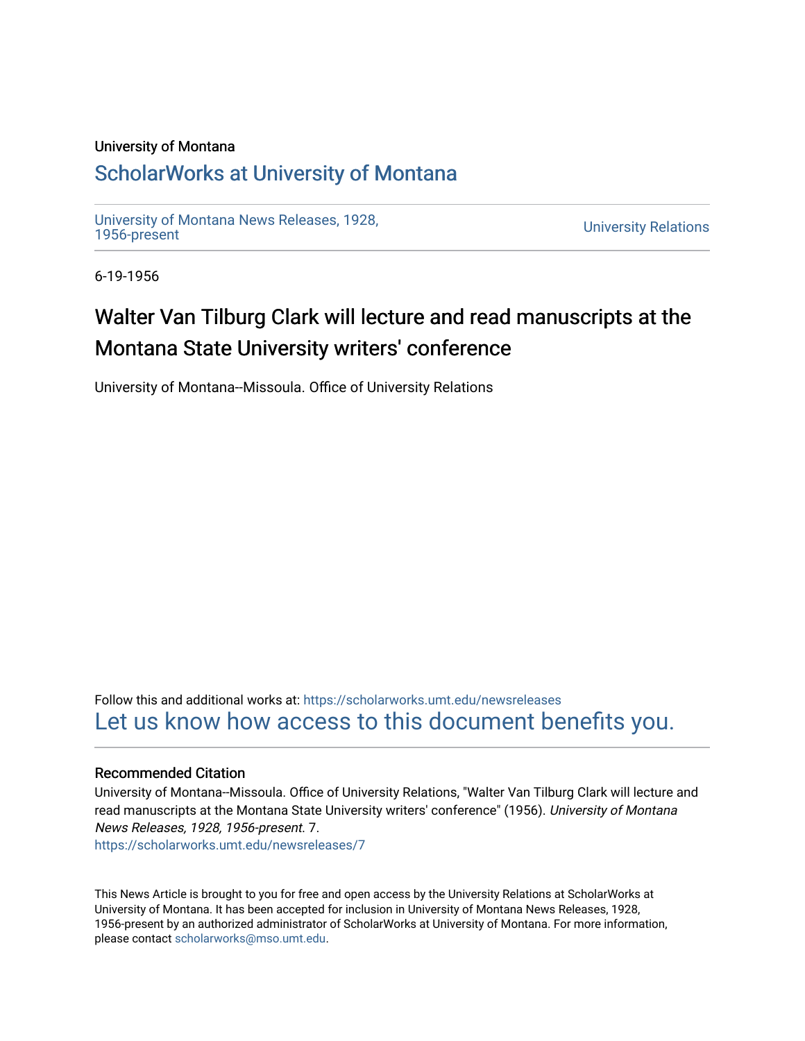University of Montana

# ScholarWorks at University of Montana

University of Montana News Releases, 1928, 1956-present

University Relations

6-19-1956

## Walter Van Tilburg Clark will lecture and read manuscripts at the Montana State University writers' conference

University of Montana--Missoula. Office of University Relations

Follow this and additional works at: https://scholarworks.umt.edu/newsreleases

Let us know how access to this document benefits you.

### Recommended Citation

University of Montana--Missoula. Office of University Relations, "Walter Van Tilburg Clark will lecture and read manuscripts at the Montana State University writers' conference" (1956). *University of Montana News Releases, 1928, 1956-present*. 7.
https://scholarworks.umt.edu/newsreleases/7

This News Article is brought to you for free and open access by the University Relations at ScholarWorks at University of Montana. It has been accepted for inclusion in University of Montana News Releases, 1928, 1956-present by an authorized administrator of ScholarWorks at University of Montana. For more information, please contact scholarworks@mso.umt.edu.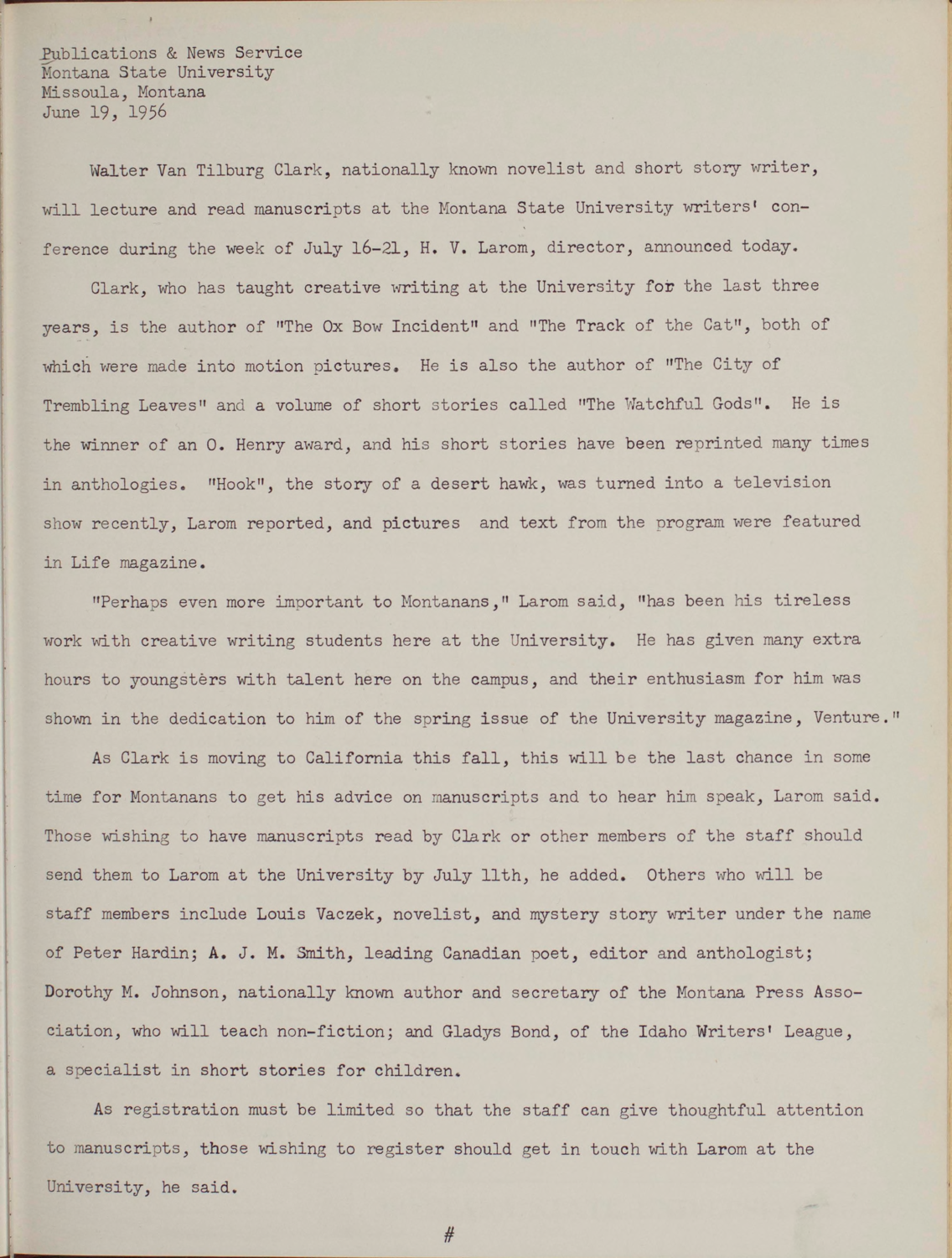Publications & News Service
Montana State University
Missoula, Montana
June 19, 1956

Walter Van Tilburg Clark, nationally known novelist and short story writer, will lecture and read manuscripts at the Montana State University writers' conference during the week of July 16-21, H. V. Larom, director, announced today.

Clark, who has taught creative writing at the University for the last three years, is the author of "The Ox Bow Incident" and "The Track of the Cat", both of which were made into motion pictures. He is also the author of "The City of Trembling Leaves" and a volume of short stories called "The Watchful Gods". He is the winner of an O. Henry award, and his short stories have been reprinted many times in anthologies. "Hook", the story of a desert hawk, was turned into a television show recently, Larom reported, and pictures and text from the program were featured in Life magazine.

"Perhaps even more important to Montanans," Larom said, "has been his tireless work with creative writing students here at the University. He has given many extra hours to youngsters with talent here on the campus, and their enthusiasm for him was shown in the dedication to him of the spring issue of the University magazine, Venture."

As Clark is moving to California this fall, this will be the last chance in some time for Montanans to get his advice on manuscripts and to hear him speak, Larom said. Those wishing to have manuscripts read by Clark or other members of the staff should send them to Larom at the University by July 11th, he added. Others who will be staff members include Louis Vaczek, novelist, and mystery story writer under the name of Peter Hardin; A. J. M. Smith, leading Canadian poet, editor and anthologist; Dorothy M. Johnson, nationally known author and secretary of the Montana Press Association, who will teach non-fiction; and Gladys Bond, of the Idaho Writers' League, a specialist in short stories for children.

As registration must be limited so that the staff can give thoughtful attention to manuscripts, those wishing to register should get in touch with Larom at the University, he said.

#